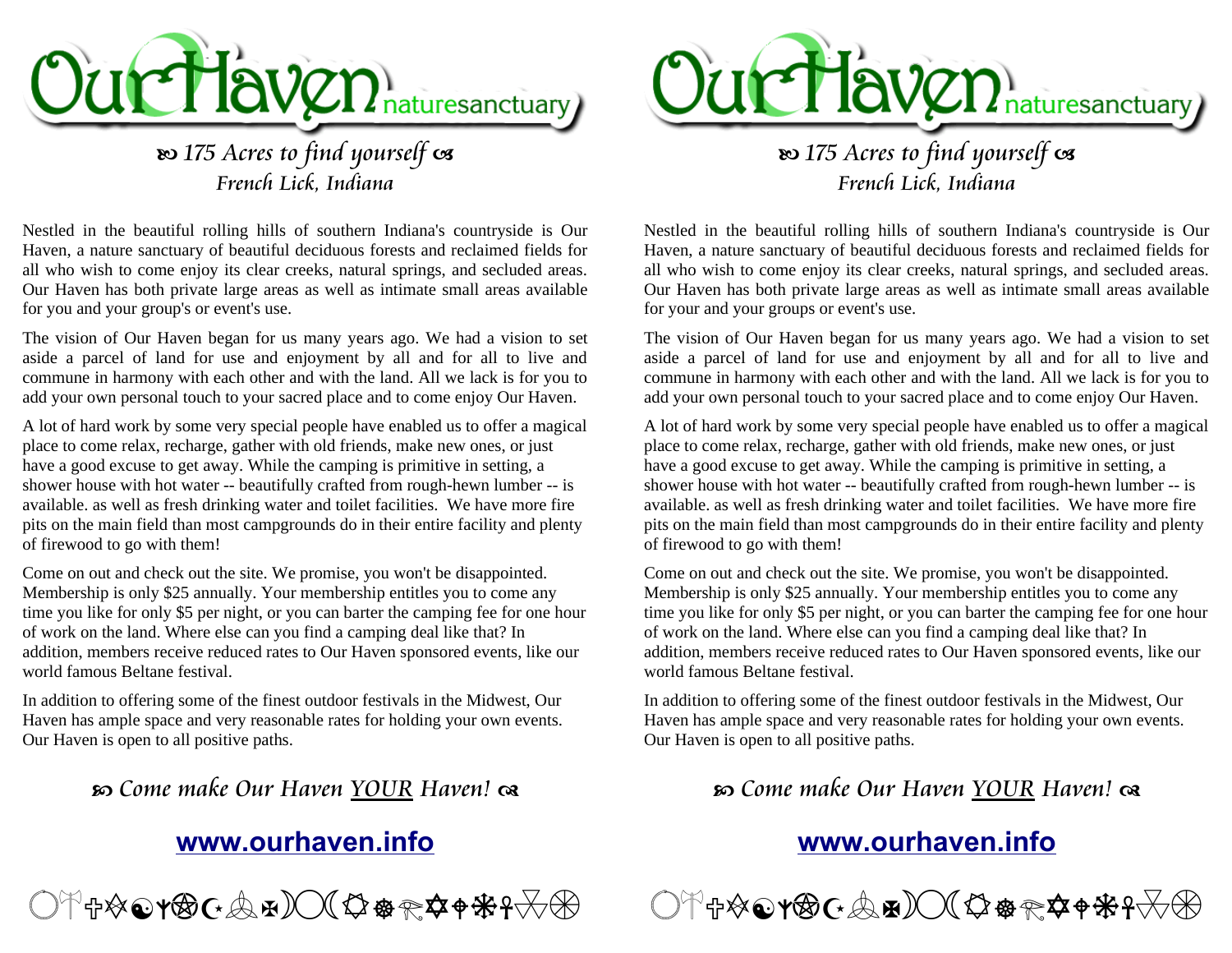# OurHaven naturesanctuary

*ꟷ 175 Acres to find yourself ꟷ*
*French Lick, Indiana*

Nestled in the beautiful rolling hills of southern Indiana's countryside is Our Haven, a nature sanctuary of beautiful deciduous forests and reclaimed fields for all who wish to come enjoy its clear creeks, natural springs, and secluded areas. Our Haven has both private large areas as well as intimate small areas available for you and your group's or event's use.

The vision of Our Haven began for us many years ago. We had a vision to set aside a parcel of land for use and enjoyment by all and for all to live and commune in harmony with each other and with the land. All we lack is for you to add your own personal touch to your sacred place and to come enjoy Our Haven.

A lot of hard work by some very special people have enabled us to offer a magical place to come relax, recharge, gather with old friends, make new ones, or just have a good excuse to get away. While the camping is primitive in setting, a shower house with hot water -- beautifully crafted from rough-hewn lumber -- is available. as well as fresh drinking water and toilet facilities. We have more fire pits on the main field than most campgrounds do in their entire facility and plenty of firewood to go with them!

Come on out and check out the site. We promise, you won't be disappointed. Membership is only $25 annually. Your membership entitles you to come any time you like for only $5 per night, or you can barter the camping fee for one hour of work on the land. Where else can you find a camping deal like that? In addition, members receive reduced rates to Our Haven sponsored events, like our world famous Beltane festival.

In addition to offering some of the finest outdoor festivals in the Midwest, Our Haven has ample space and very reasonable rates for holding your own events. Our Haven is open to all positive paths.

*Come make Our Haven YOUR Haven!*

**www.ourhaven.info**

# OurHaven naturesanctuary

*ꟷ 175 Acres to find yourself ꟷ*
*French Lick, Indiana*

Nestled in the beautiful rolling hills of southern Indiana's countryside is Our Haven, a nature sanctuary of beautiful deciduous forests and reclaimed fields for all who wish to come enjoy its clear creeks, natural springs, and secluded areas. Our Haven has both private large areas as well as intimate small areas available for your and your groups or event's use.

The vision of Our Haven began for us many years ago. We had a vision to set aside a parcel of land for use and enjoyment by all and for all to live and commune in harmony with each other and with the land. All we lack is for you to add your own personal touch to your sacred place and to come enjoy Our Haven.

A lot of hard work by some very special people have enabled us to offer a magical place to come relax, recharge, gather with old friends, make new ones, or just have a good excuse to get away. While the camping is primitive in setting, a shower house with hot water -- beautifully crafted from rough-hewn lumber -- is available. as well as fresh drinking water and toilet facilities. We have more fire pits on the main field than most campgrounds do in their entire facility and plenty of firewood to go with them!

Come on out and check out the site. We promise, you won't be disappointed. Membership is only $25 annually. Your membership entitles you to come any time you like for only $5 per night, or you can barter the camping fee for one hour of work on the land. Where else can you find a camping deal like that? In addition, members receive reduced rates to Our Haven sponsored events, like our world famous Beltane festival.

In addition to offering some of the finest outdoor festivals in the Midwest, Our Haven has ample space and very reasonable rates for holding your own events. Our Haven is open to all positive paths.

*Come make Our Haven YOUR Haven!*

**www.ourhaven.info**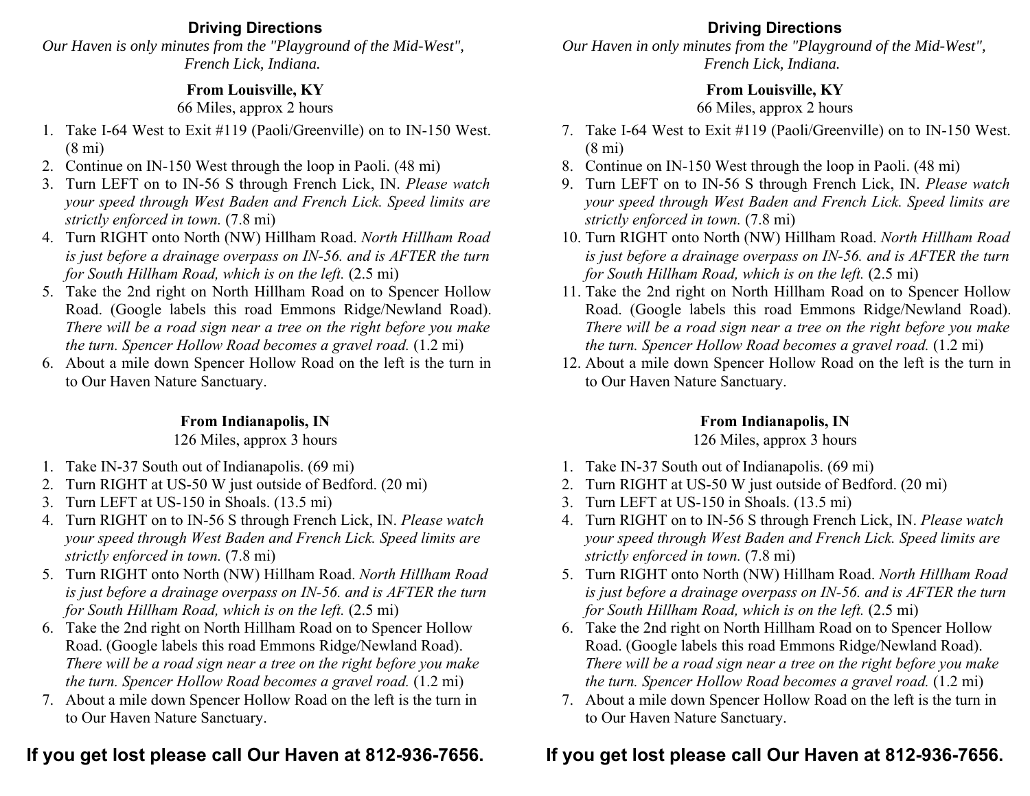**Driving Directions**

*Our Haven is only minutes from the "Playground of the Mid-West", French Lick, Indiana.*

**From Louisville, KY**

66 Miles, approx 2 hours

1. Take I-64 West to Exit #119 (Paoli/Greenville) on to IN-150 West. (8 mi)
2. Continue on IN-150 West through the loop in Paoli. (48 mi)
3. Turn LEFT on to IN-56 S through French Lick, IN. *Please watch your speed through West Baden and French Lick. Speed limits are strictly enforced in town.* (7.8 mi)
4. Turn RIGHT onto North (NW) Hillham Road. *North Hillham Road is just before a drainage overpass on IN-56. and is AFTER the turn for South Hillham Road, which is on the left.* (2.5 mi)
5. Take the 2nd right on North Hillham Road on to Spencer Hollow Road. (Google labels this road Emmons Ridge/Newland Road). *There will be a road sign near a tree on the right before you make the turn. Spencer Hollow Road becomes a gravel road.* (1.2 mi)
6. About a mile down Spencer Hollow Road on the left is the turn in to Our Haven Nature Sanctuary.

**From Indianapolis, IN**

126 Miles, approx 3 hours

1. Take IN-37 South out of Indianapolis. (69 mi)
2. Turn RIGHT at US-50 W just outside of Bedford. (20 mi)
3. Turn LEFT at US-150 in Shoals. (13.5 mi)
4. Turn RIGHT on to IN-56 S through French Lick, IN. *Please watch your speed through West Baden and French Lick. Speed limits are strictly enforced in town.* (7.8 mi)
5. Turn RIGHT onto North (NW) Hillham Road. *North Hillham Road is just before a drainage overpass on IN-56. and is AFTER the turn for South Hillham Road, which is on the left.* (2.5 mi)
6. Take the 2nd right on North Hillham Road on to Spencer Hollow Road. (Google labels this road Emmons Ridge/Newland Road). *There will be a road sign near a tree on the right before you make the turn. Spencer Hollow Road becomes a gravel road.* (1.2 mi)
7. About a mile down Spencer Hollow Road on the left is the turn in to Our Haven Nature Sanctuary.

**If you get lost please call Our Haven at 812-936-7656.**

**Driving Directions**

*Our Haven in only minutes from the "Playground of the Mid-West", French Lick, Indiana.*

**From Louisville, KY**

66 Miles, approx 2 hours

7. Take I-64 West to Exit #119 (Paoli/Greenville) on to IN-150 West. (8 mi)
8. Continue on IN-150 West through the loop in Paoli. (48 mi)
9. Turn LEFT on to IN-56 S through French Lick, IN. *Please watch your speed through West Baden and French Lick. Speed limits are strictly enforced in town.* (7.8 mi)
10. Turn RIGHT onto North (NW) Hillham Road. *North Hillham Road is just before a drainage overpass on IN-56. and is AFTER the turn for South Hillham Road, which is on the left.* (2.5 mi)
11. Take the 2nd right on North Hillham Road on to Spencer Hollow Road. (Google labels this road Emmons Ridge/Newland Road). *There will be a road sign near a tree on the right before you make the turn. Spencer Hollow Road becomes a gravel road.* (1.2 mi)
12. About a mile down Spencer Hollow Road on the left is the turn in to Our Haven Nature Sanctuary.

**From Indianapolis, IN**

126 Miles, approx 3 hours

1. Take IN-37 South out of Indianapolis. (69 mi)
2. Turn RIGHT at US-50 W just outside of Bedford. (20 mi)
3. Turn LEFT at US-150 in Shoals. (13.5 mi)
4. Turn RIGHT on to IN-56 S through French Lick, IN. *Please watch your speed through West Baden and French Lick. Speed limits are strictly enforced in town.* (7.8 mi)
5. Turn RIGHT onto North (NW) Hillham Road. *North Hillham Road is just before a drainage overpass on IN-56. and is AFTER the turn for South Hillham Road, which is on the left.* (2.5 mi)
6. Take the 2nd right on North Hillham Road on to Spencer Hollow Road. (Google labels this road Emmons Ridge/Newland Road). *There will be a road sign near a tree on the right before you make the turn. Spencer Hollow Road becomes a gravel road.* (1.2 mi)
7. About a mile down Spencer Hollow Road on the left is the turn in to Our Haven Nature Sanctuary.

**If you get lost please call Our Haven at 812-936-7656.**